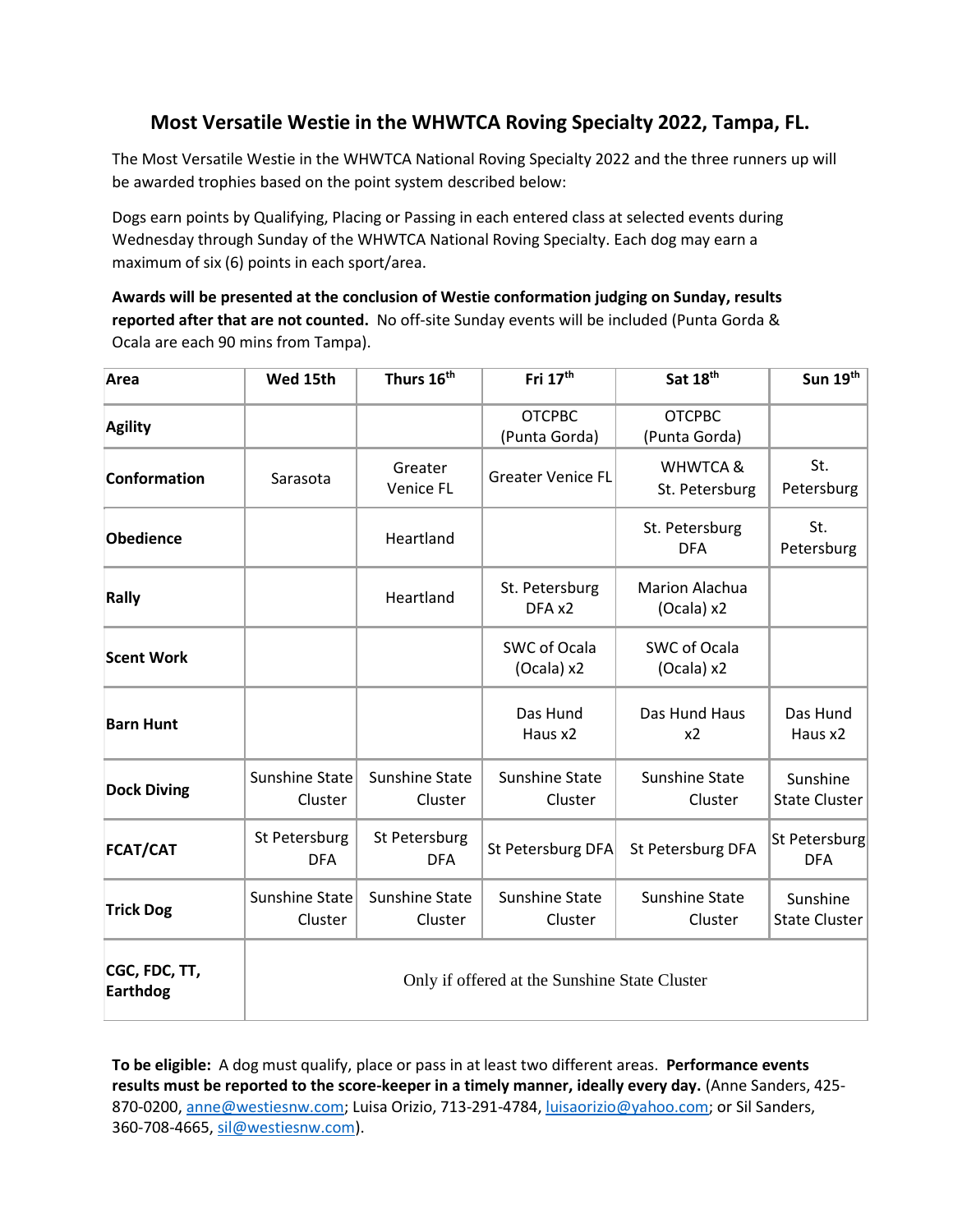# Most Versatile Westie in the WHWTCA Roving Specialty 2022, Tampa, FL.

The Most Versatile Westie in the WHWTCA National Roving Specialty 2022 and the three runners up will be awarded trophies based on the point system described below:

Dogs earn points by Qualifying, Placing or Passing in each entered class at selected events during Wednesday through Sunday of the WHWTCA National Roving Specialty. Each dog may earn a maximum of six (6) points in each sport/area.

**Awards will be presented at the conclusion of Westie conformation judging on Sunday, results reported after that are not counted.** No off-site Sunday events will be included (Punta Gorda & Ocala are each 90 mins from Tampa).

| Area | Wed 15th | Thurs 16th | Fri 17th | Sat 18th | Sun 19th |
|---|---|---|---|---|---|
| **Agility** | | | OTCPBC (Punta Gorda) | OTCPBC (Punta Gorda) | |
| **Conformation** | Sarasota | Greater Venice FL | Greater Venice FL | WHWTCA & St. Petersburg | St. Petersburg |
| **Obedience** | | Heartland | | St. Petersburg DFA | St. Petersburg |
| **Rally** | | Heartland | St. Petersburg DFA x2 | Marion Alachua (Ocala) x2 | |
| **Scent Work** | | | SWC of Ocala (Ocala) x2 | SWC of Ocala (Ocala) x2 | |
| **Barn Hunt** | | | Das Hund Haus x2 | Das Hund Haus x2 | Das Hund Haus x2 |
| **Dock Diving** | Sunshine State Cluster | Sunshine State Cluster | Sunshine State Cluster | Sunshine State Cluster | Sunshine State Cluster |
| **FCAT/CAT** | St Petersburg DFA | St Petersburg DFA | St Petersburg DFA | St Petersburg DFA | St Petersburg DFA |
| **Trick Dog** | Sunshine State Cluster | Sunshine State Cluster | Sunshine State Cluster | Sunshine State Cluster | Sunshine State Cluster |
| **CGC, FDC, TT, Earthdog** | Only if offered at the Sunshine State Cluster | | | | |

**To be eligible:** A dog must qualify, place or pass in at least two different areas. **Performance events results must be reported to the score-keeper in a timely manner, ideally every day.** (Anne Sanders, 425-870-0200, anne@westiesnw.com; Luisa Orizio, 713-291-4784, luisaorizio@yahoo.com; or Sil Sanders, 360-708-4665, sil@westiesnw.com).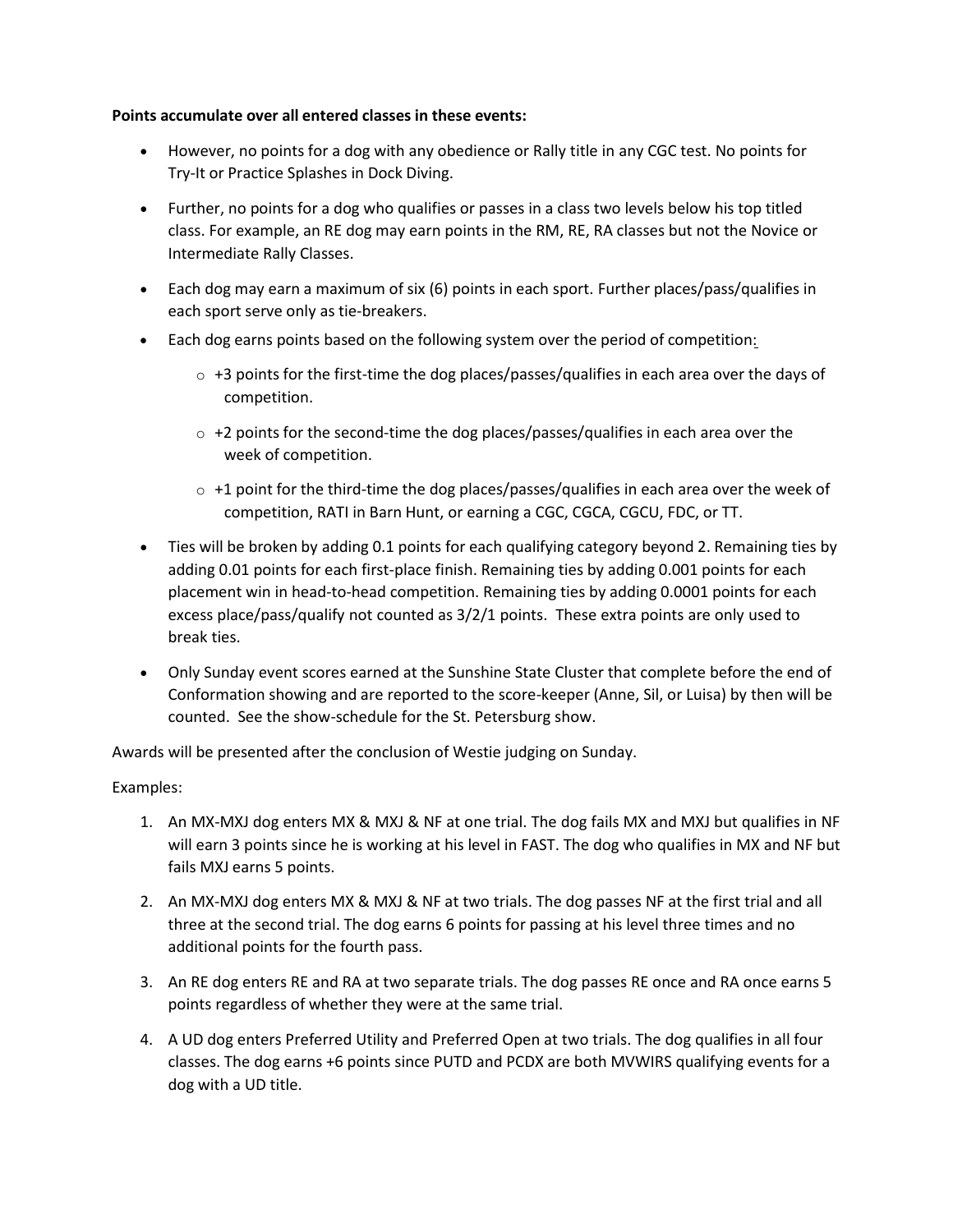**Points accumulate over all entered classes in these events:**

- However, no points for a dog with any obedience or Rally title in any CGC test. No points for Try-It or Practice Splashes in Dock Diving.
- Further, no points for a dog who qualifies or passes in a class two levels below his top titled class. For example, an RE dog may earn points in the RM, RE, RA classes but not the Novice or Intermediate Rally Classes.
- Each dog may earn a maximum of six (6) points in each sport. Further places/pass/qualifies in each sport serve only as tie-breakers.
- Each dog earns points based on the following system over the period of competition:
  - +3 points for the first-time the dog places/passes/qualifies in each area over the days of competition.
  - +2 points for the second-time the dog places/passes/qualifies in each area over the week of competition.
  - +1 point for the third-time the dog places/passes/qualifies in each area over the week of competition, RATI in Barn Hunt, or earning a CGC, CGCA, CGCU, FDC, or TT.
- Ties will be broken by adding 0.1 points for each qualifying category beyond 2. Remaining ties by adding 0.01 points for each first-place finish. Remaining ties by adding 0.001 points for each placement win in head-to-head competition. Remaining ties by adding 0.0001 points for each excess place/pass/qualify not counted as 3/2/1 points. These extra points are only used to break ties.
- Only Sunday event scores earned at the Sunshine State Cluster that complete before the end of Conformation showing and are reported to the score-keeper (Anne, Sil, or Luisa) by then will be counted. See the show-schedule for the St. Petersburg show.

Awards will be presented after the conclusion of Westie judging on Sunday.

Examples:

1. An MX-MXJ dog enters MX & MXJ & NF at one trial. The dog fails MX and MXJ but qualifies in NF will earn 3 points since he is working at his level in FAST. The dog who qualifies in MX and NF but fails MXJ earns 5 points.
2. An MX-MXJ dog enters MX & MXJ & NF at two trials. The dog passes NF at the first trial and all three at the second trial. The dog earns 6 points for passing at his level three times and no additional points for the fourth pass.
3. An RE dog enters RE and RA at two separate trials. The dog passes RE once and RA once earns 5 points regardless of whether they were at the same trial.
4. A UD dog enters Preferred Utility and Preferred Open at two trials. The dog qualifies in all four classes. The dog earns +6 points since PUTD and PCDX are both MVWIRS qualifying events for a dog with a UD title.